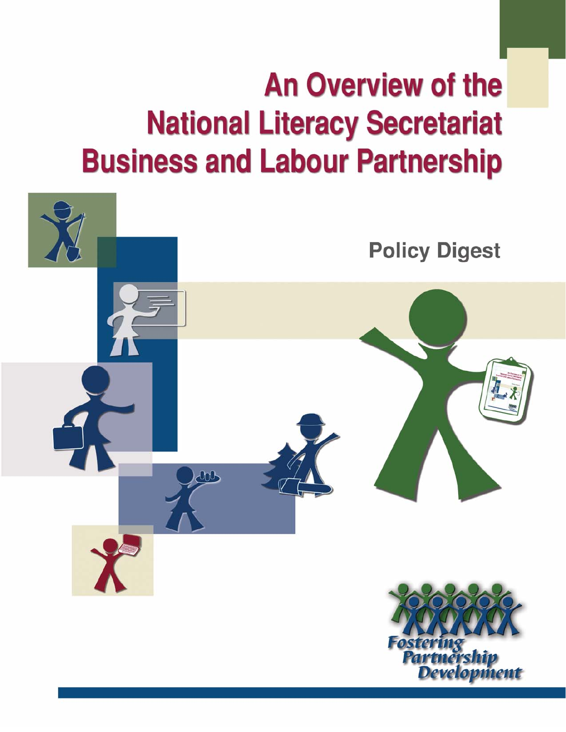# An Overview of the National Literacy Secretariat Business and Labour Partnership

## Policy Digest

*Fostering Partnership Development*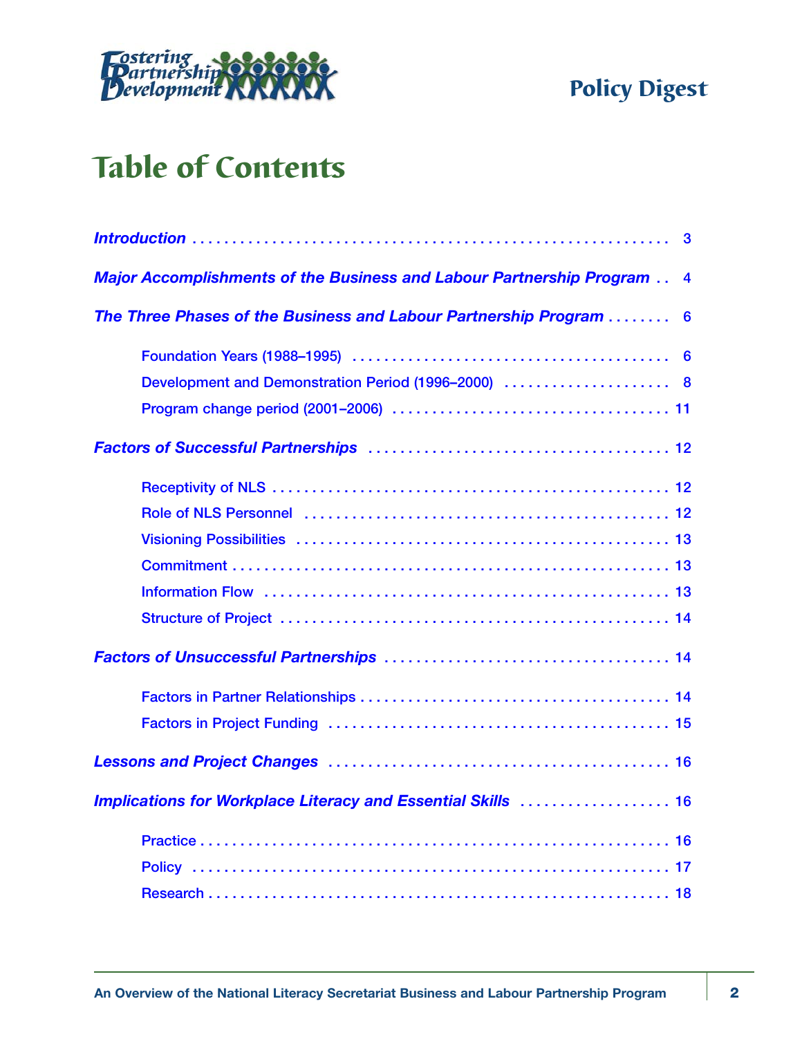Policy Digest

# Table of Contents

| | |
|---|---|
| *Introduction* | 3 |
| *Major Accomplishments of the Business and Labour Partnership Program* | 4 |
| *The Three Phases of the Business and Labour Partnership Program* | 6 |
| Foundation Years (1988–1995) | 6 |
| Development and Demonstration Period (1996–2000) | 8 |
| Program change period (2001–2006) | 11 |
| *Factors of Successful Partnerships* | 12 |
| Receptivity of NLS | 12 |
| Role of NLS Personnel | 12 |
| Visioning Possibilities | 13 |
| Commitment | 13 |
| Information Flow | 13 |
| Structure of Project | 14 |
| *Factors of Unsuccessful Partnerships* | 14 |
| Factors in Partner Relationships | 14 |
| Factors in Project Funding | 15 |
| *Lessons and Project Changes* | 16 |
| *Implications for Workplace Literacy and Essential Skills* | 16 |
| Practice | 16 |
| Policy | 17 |
| Research | 18 |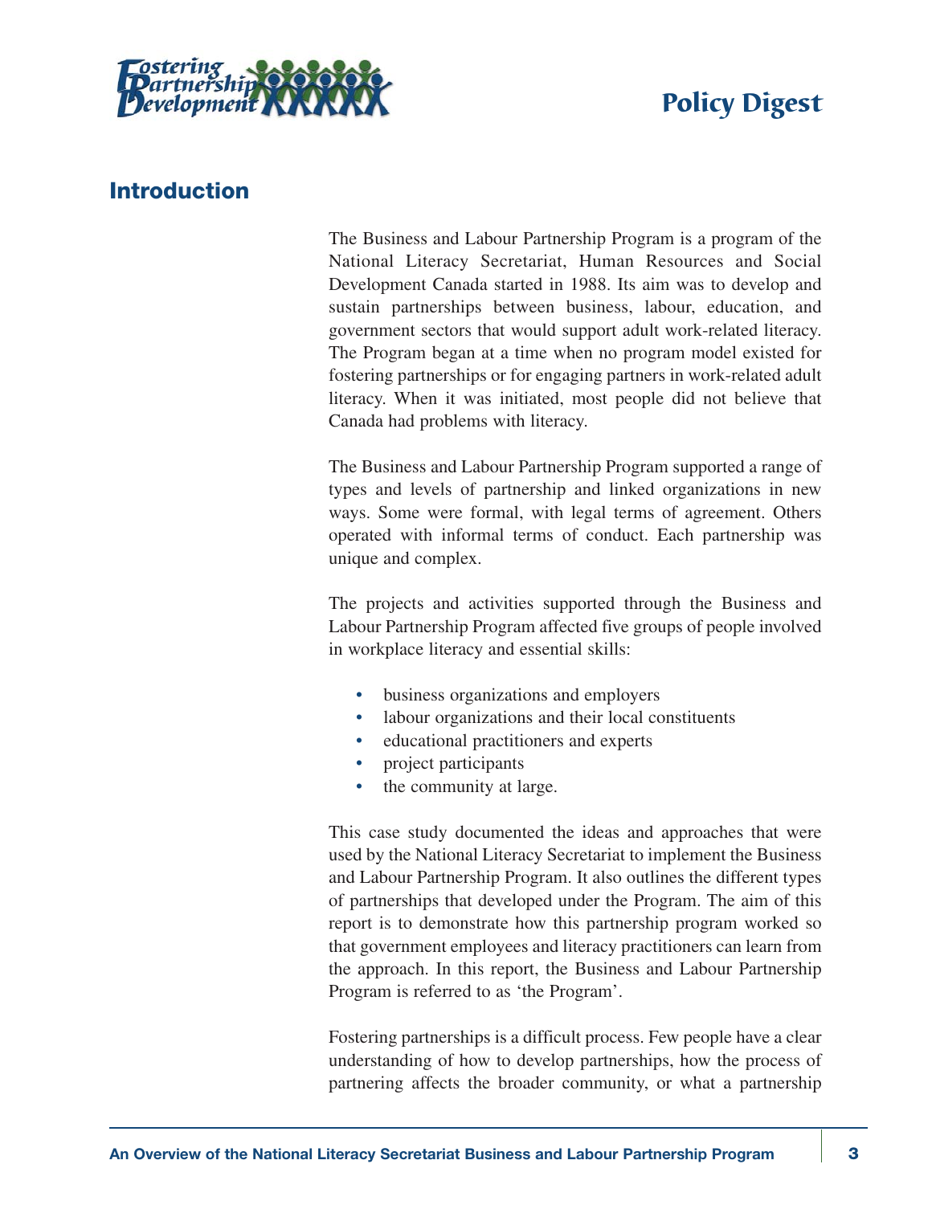## Introduction

The Business and Labour Partnership Program is a program of the National Literacy Secretariat, Human Resources and Social Development Canada started in 1988. Its aim was to develop and sustain partnerships between business, labour, education, and government sectors that would support adult work-related literacy. The Program began at a time when no program model existed for fostering partnerships or for engaging partners in work-related adult literacy. When it was initiated, most people did not believe that Canada had problems with literacy.

The Business and Labour Partnership Program supported a range of types and levels of partnership and linked organizations in new ways. Some were formal, with legal terms of agreement. Others operated with informal terms of conduct. Each partnership was unique and complex.

The projects and activities supported through the Business and Labour Partnership Program affected five groups of people involved in workplace literacy and essential skills:

- business organizations and employers
- labour organizations and their local constituents
- educational practitioners and experts
- project participants
- the community at large.

This case study documented the ideas and approaches that were used by the National Literacy Secretariat to implement the Business and Labour Partnership Program. It also outlines the different types of partnerships that developed under the Program. The aim of this report is to demonstrate how this partnership program worked so that government employees and literacy practitioners can learn from the approach. In this report, the Business and Labour Partnership Program is referred to as 'the Program'.

Fostering partnerships is a difficult process. Few people have a clear understanding of how to develop partnerships, how the process of partnering affects the broader community, or what a partnership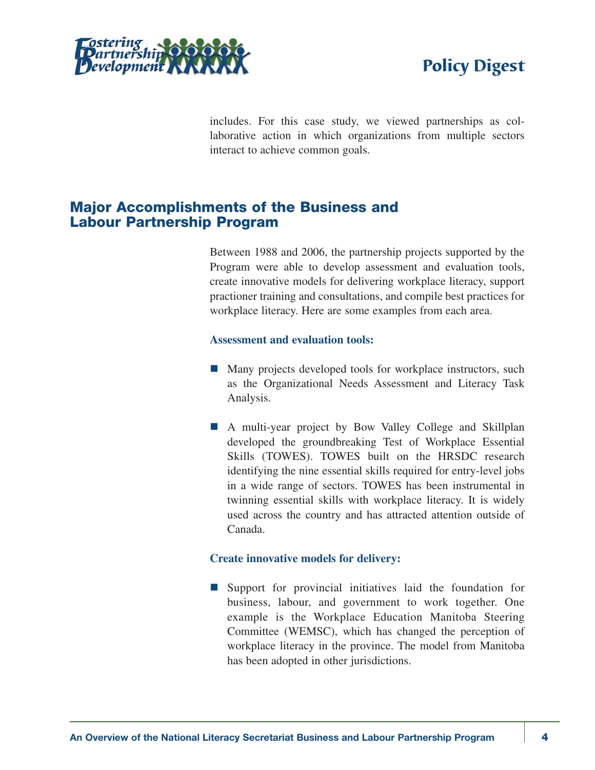includes. For this case study, we viewed partnerships as collaborative action in which organizations from multiple sectors interact to achieve common goals.

## Major Accomplishments of the Business and Labour Partnership Program

Between 1988 and 2006, the partnership projects supported by the Program were able to develop assessment and evaluation tools, create innovative models for delivering workplace literacy, support practioner training and consultations, and compile best practices for workplace literacy. Here are some examples from each area.

### Assessment and evaluation tools:

- Many projects developed tools for workplace instructors, such as the Organizational Needs Assessment and Literacy Task Analysis.
- A multi-year project by Bow Valley College and Skillplan developed the groundbreaking Test of Workplace Essential Skills (TOWES). TOWES built on the HRSDC research identifying the nine essential skills required for entry-level jobs in a wide range of sectors. TOWES has been instrumental in twinning essential skills with workplace literacy. It is widely used across the country and has attracted attention outside of Canada.

### Create innovative models for delivery:

- Support for provincial initiatives laid the foundation for business, labour, and government to work together. One example is the Workplace Education Manitoba Steering Committee (WEMSC), which has changed the perception of workplace literacy in the province. The model from Manitoba has been adopted in other jurisdictions.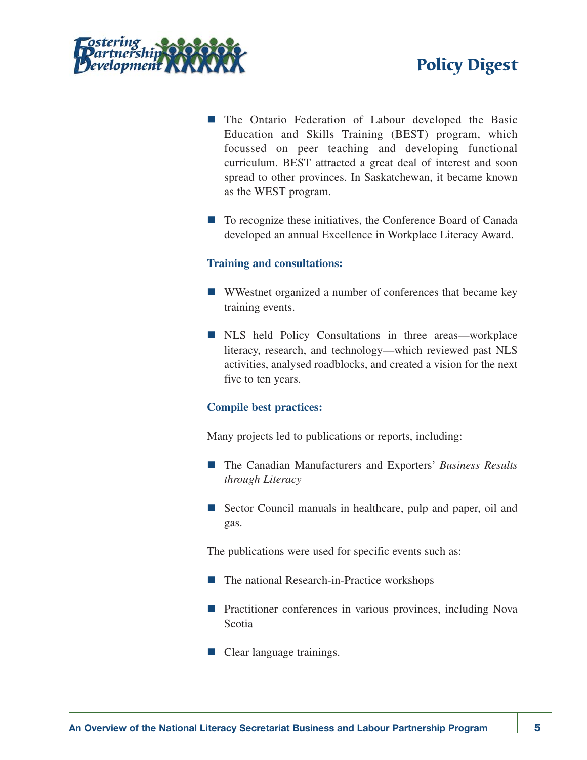- The Ontario Federation of Labour developed the Basic Education and Skills Training (BEST) program, which focussed on peer teaching and developing functional curriculum. BEST attracted a great deal of interest and soon spread to other provinces. In Saskatchewan, it became known as the WEST program.

- To recognize these initiatives, the Conference Board of Canada developed an annual Excellence in Workplace Literacy Award.

**Training and consultations:**

- WWestnet organized a number of conferences that became key training events.

- NLS held Policy Consultations in three areas—workplace literacy, research, and technology—which reviewed past NLS activities, analysed roadblocks, and created a vision for the next five to ten years.

**Compile best practices:**

Many projects led to publications or reports, including:

- The Canadian Manufacturers and Exporters' *Business Results through Literacy*

- Sector Council manuals in healthcare, pulp and paper, oil and gas.

The publications were used for specific events such as:

- The national Research-in-Practice workshops

- Practitioner conferences in various provinces, including Nova Scotia

- Clear language trainings.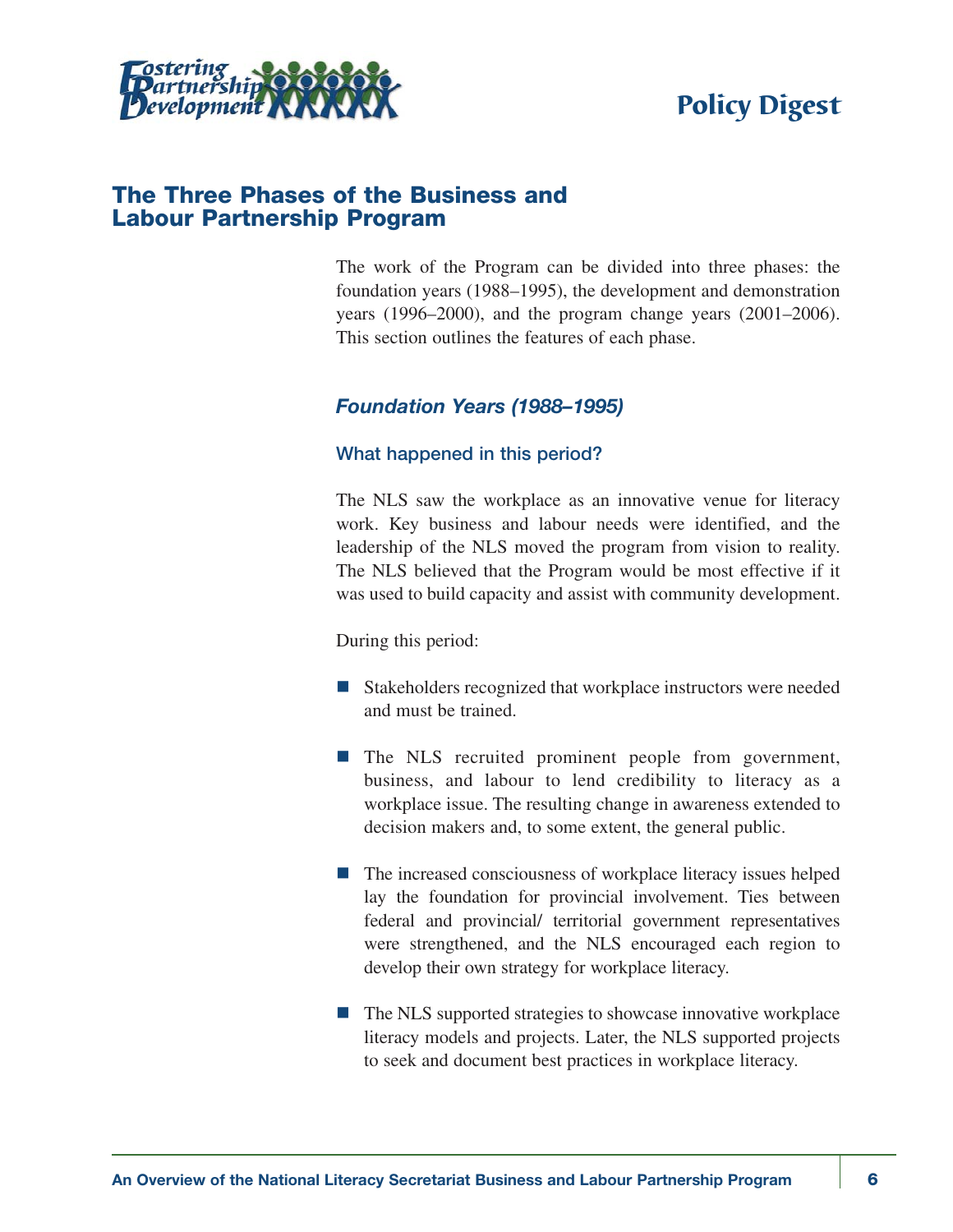## The Three Phases of the Business and Labour Partnership Program

The work of the Program can be divided into three phases: the foundation years (1988–1995), the development and demonstration years (1996–2000), and the program change years (2001–2006). This section outlines the features of each phase.

### *Foundation Years (1988–1995)*

#### What happened in this period?

The NLS saw the workplace as an innovative venue for literacy work. Key business and labour needs were identified, and the leadership of the NLS moved the program from vision to reality. The NLS believed that the Program would be most effective if it was used to build capacity and assist with community development.

During this period:

- Stakeholders recognized that workplace instructors were needed and must be trained.
- The NLS recruited prominent people from government, business, and labour to lend credibility to literacy as a workplace issue. The resulting change in awareness extended to decision makers and, to some extent, the general public.
- The increased consciousness of workplace literacy issues helped lay the foundation for provincial involvement. Ties between federal and provincial/ territorial government representatives were strengthened, and the NLS encouraged each region to develop their own strategy for workplace literacy.
- The NLS supported strategies to showcase innovative workplace literacy models and projects. Later, the NLS supported projects to seek and document best practices in workplace literacy.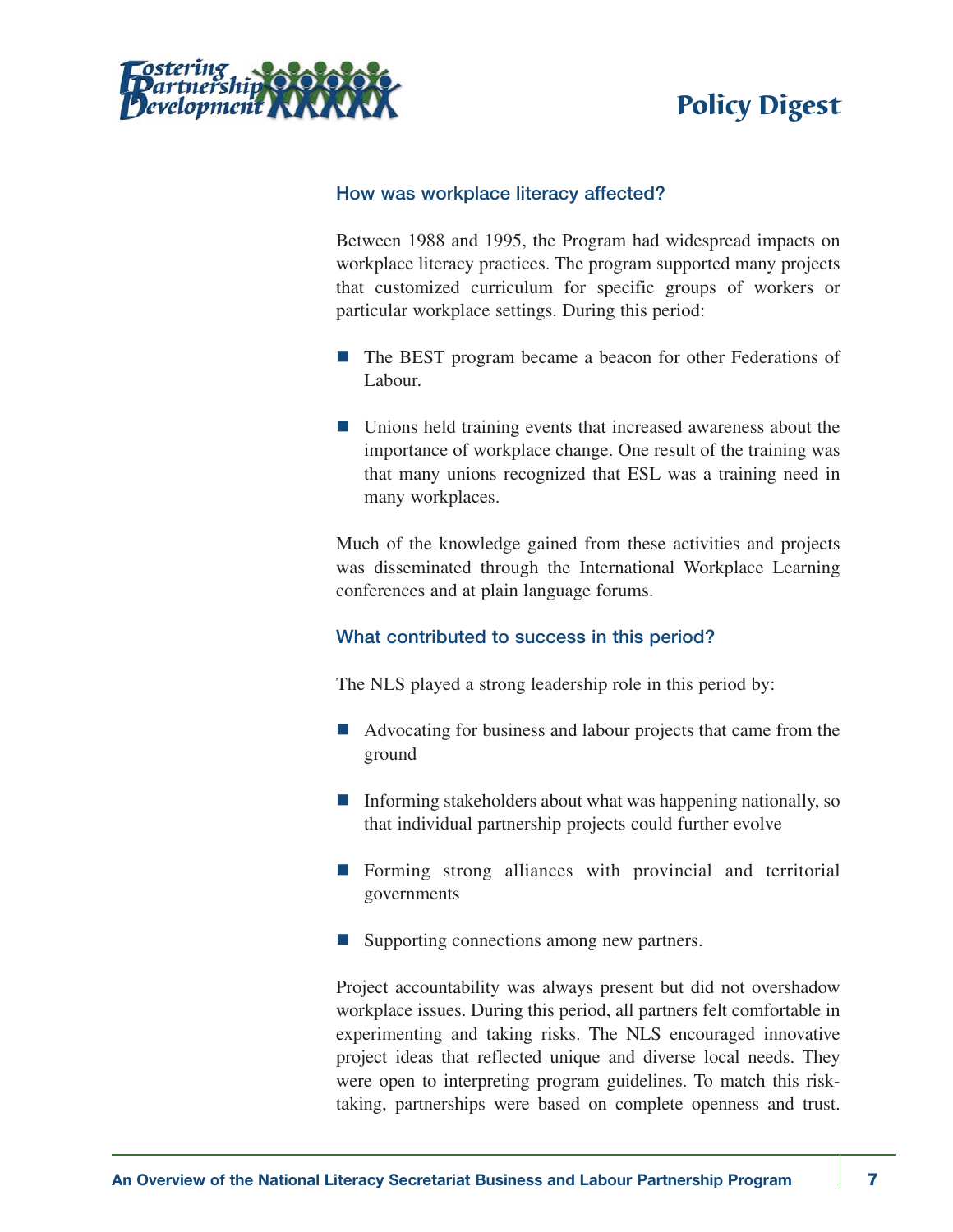### How was workplace literacy affected?

Between 1988 and 1995, the Program had widespread impacts on workplace literacy practices. The program supported many projects that customized curriculum for specific groups of workers or particular workplace settings. During this period:

- The BEST program became a beacon for other Federations of Labour.
- Unions held training events that increased awareness about the importance of workplace change. One result of the training was that many unions recognized that ESL was a training need in many workplaces.

Much of the knowledge gained from these activities and projects was disseminated through the International Workplace Learning conferences and at plain language forums.

### What contributed to success in this period?

The NLS played a strong leadership role in this period by:

- Advocating for business and labour projects that came from the ground
- Informing stakeholders about what was happening nationally, so that individual partnership projects could further evolve
- Forming strong alliances with provincial and territorial governments
- Supporting connections among new partners.

Project accountability was always present but did not overshadow workplace issues. During this period, all partners felt comfortable in experimenting and taking risks. The NLS encouraged innovative project ideas that reflected unique and diverse local needs. They were open to interpreting program guidelines. To match this risk-taking, partnerships were based on complete openness and trust.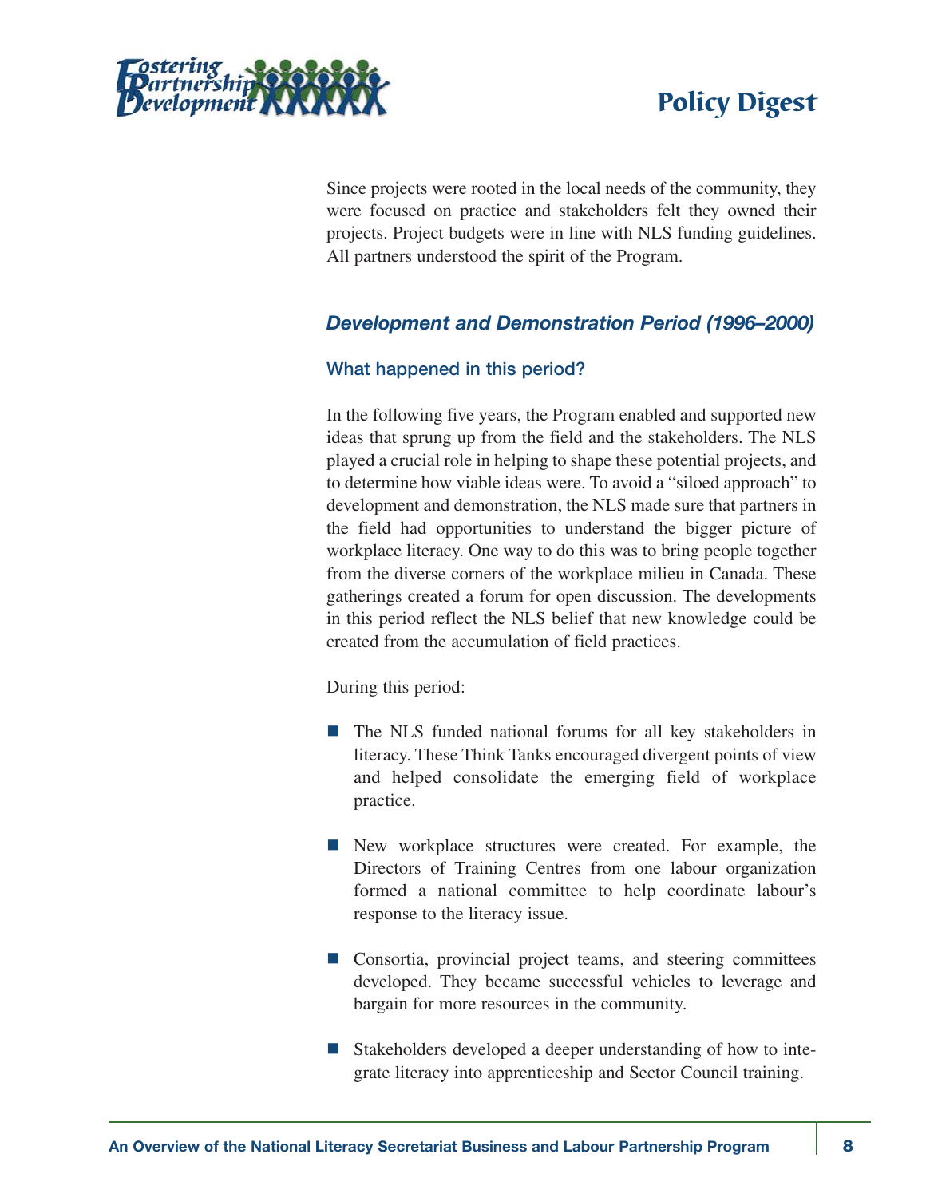Since projects were rooted in the local needs of the community, they were focused on practice and stakeholders felt they owned their projects. Project budgets were in line with NLS funding guidelines. All partners understood the spirit of the Program.

## *Development and Demonstration Period (1996–2000)*

### What happened in this period?

In the following five years, the Program enabled and supported new ideas that sprung up from the field and the stakeholders. The NLS played a crucial role in helping to shape these potential projects, and to determine how viable ideas were. To avoid a "siloed approach" to development and demonstration, the NLS made sure that partners in the field had opportunities to understand the bigger picture of workplace literacy. One way to do this was to bring people together from the diverse corners of the workplace milieu in Canada. These gatherings created a forum for open discussion. The developments in this period reflect the NLS belief that new knowledge could be created from the accumulation of field practices.

During this period:

- The NLS funded national forums for all key stakeholders in literacy. These Think Tanks encouraged divergent points of view and helped consolidate the emerging field of workplace practice.
- New workplace structures were created. For example, the Directors of Training Centres from one labour organization formed a national committee to help coordinate labour's response to the literacy issue.
- Consortia, provincial project teams, and steering committees developed. They became successful vehicles to leverage and bargain for more resources in the community.
- Stakeholders developed a deeper understanding of how to integrate literacy into apprenticeship and Sector Council training.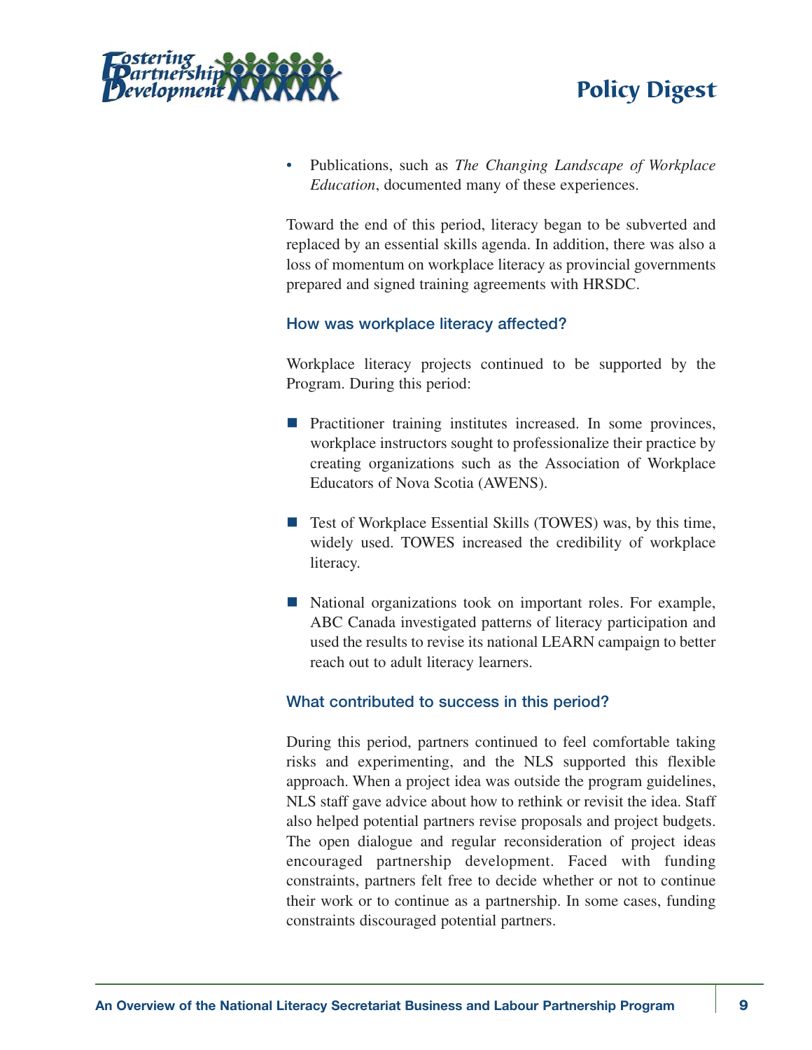- Publications, such as *The Changing Landscape of Workplace Education*, documented many of these experiences.

Toward the end of this period, literacy began to be subverted and replaced by an essential skills agenda. In addition, there was also a loss of momentum on workplace literacy as provincial governments prepared and signed training agreements with HRSDC.

### How was workplace literacy affected?

Workplace literacy projects continued to be supported by the Program. During this period:

- Practitioner training institutes increased. In some provinces, workplace instructors sought to professionalize their practice by creating organizations such as the Association of Workplace Educators of Nova Scotia (AWENS).

- Test of Workplace Essential Skills (TOWES) was, by this time, widely used. TOWES increased the credibility of workplace literacy.

- National organizations took on important roles. For example, ABC Canada investigated patterns of literacy participation and used the results to revise its national LEARN campaign to better reach out to adult literacy learners.

### What contributed to success in this period?

During this period, partners continued to feel comfortable taking risks and experimenting, and the NLS supported this flexible approach. When a project idea was outside the program guidelines, NLS staff gave advice about how to rethink or revisit the idea. Staff also helped potential partners revise proposals and project budgets. The open dialogue and regular reconsideration of project ideas encouraged partnership development. Faced with funding constraints, partners felt free to decide whether or not to continue their work or to continue as a partnership. In some cases, funding constraints discouraged potential partners.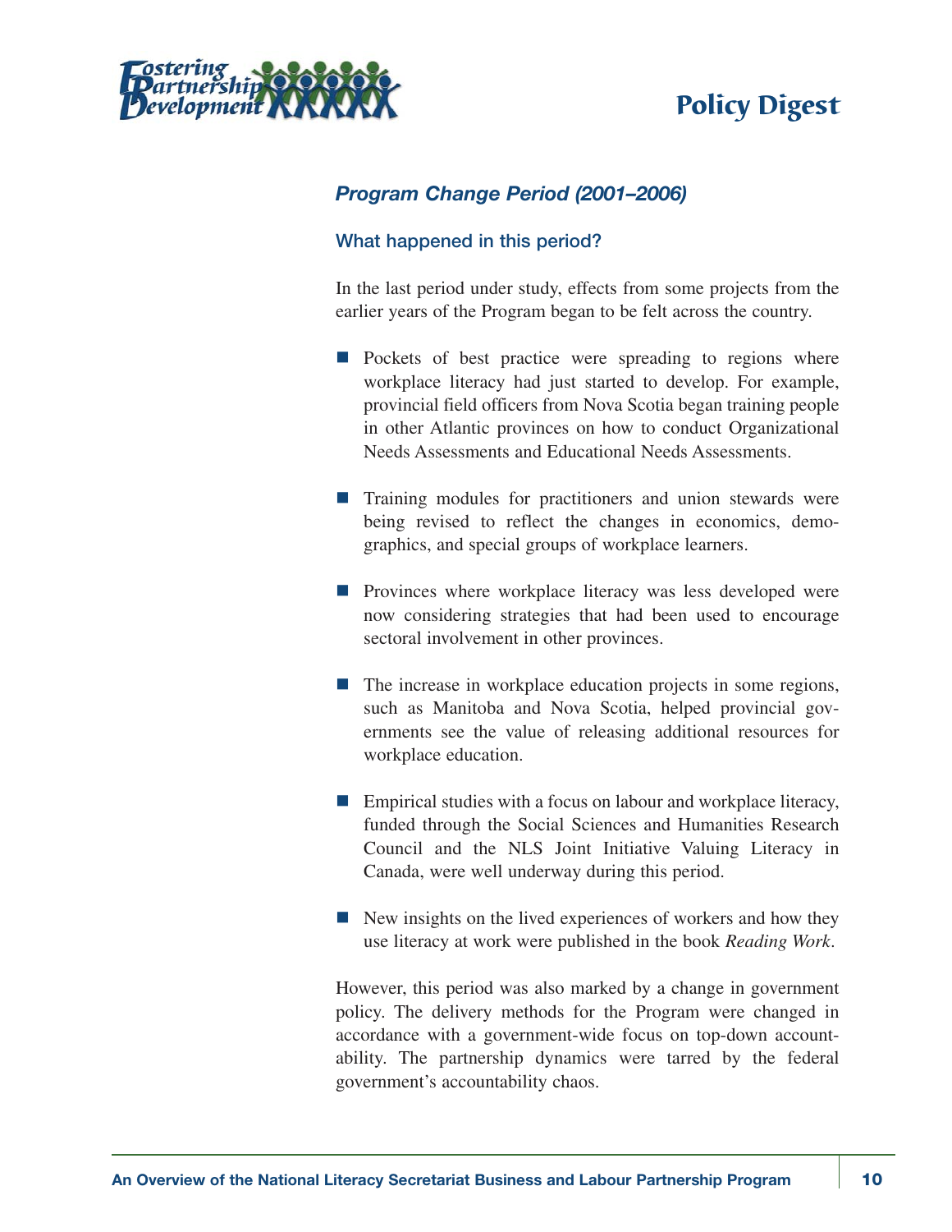## *Program Change Period (2001–2006)*

### What happened in this period?

In the last period under study, effects from some projects from the earlier years of the Program began to be felt across the country.

- Pockets of best practice were spreading to regions where workplace literacy had just started to develop. For example, provincial field officers from Nova Scotia began training people in other Atlantic provinces on how to conduct Organizational Needs Assessments and Educational Needs Assessments.
- Training modules for practitioners and union stewards were being revised to reflect the changes in economics, demographics, and special groups of workplace learners.
- Provinces where workplace literacy was less developed were now considering strategies that had been used to encourage sectoral involvement in other provinces.
- The increase in workplace education projects in some regions, such as Manitoba and Nova Scotia, helped provincial governments see the value of releasing additional resources for workplace education.
- Empirical studies with a focus on labour and workplace literacy, funded through the Social Sciences and Humanities Research Council and the NLS Joint Initiative Valuing Literacy in Canada, were well underway during this period.
- New insights on the lived experiences of workers and how they use literacy at work were published in the book *Reading Work*.

However, this period was also marked by a change in government policy. The delivery methods for the Program were changed in accordance with a government-wide focus on top-down accountability. The partnership dynamics were tarred by the federal government's accountability chaos.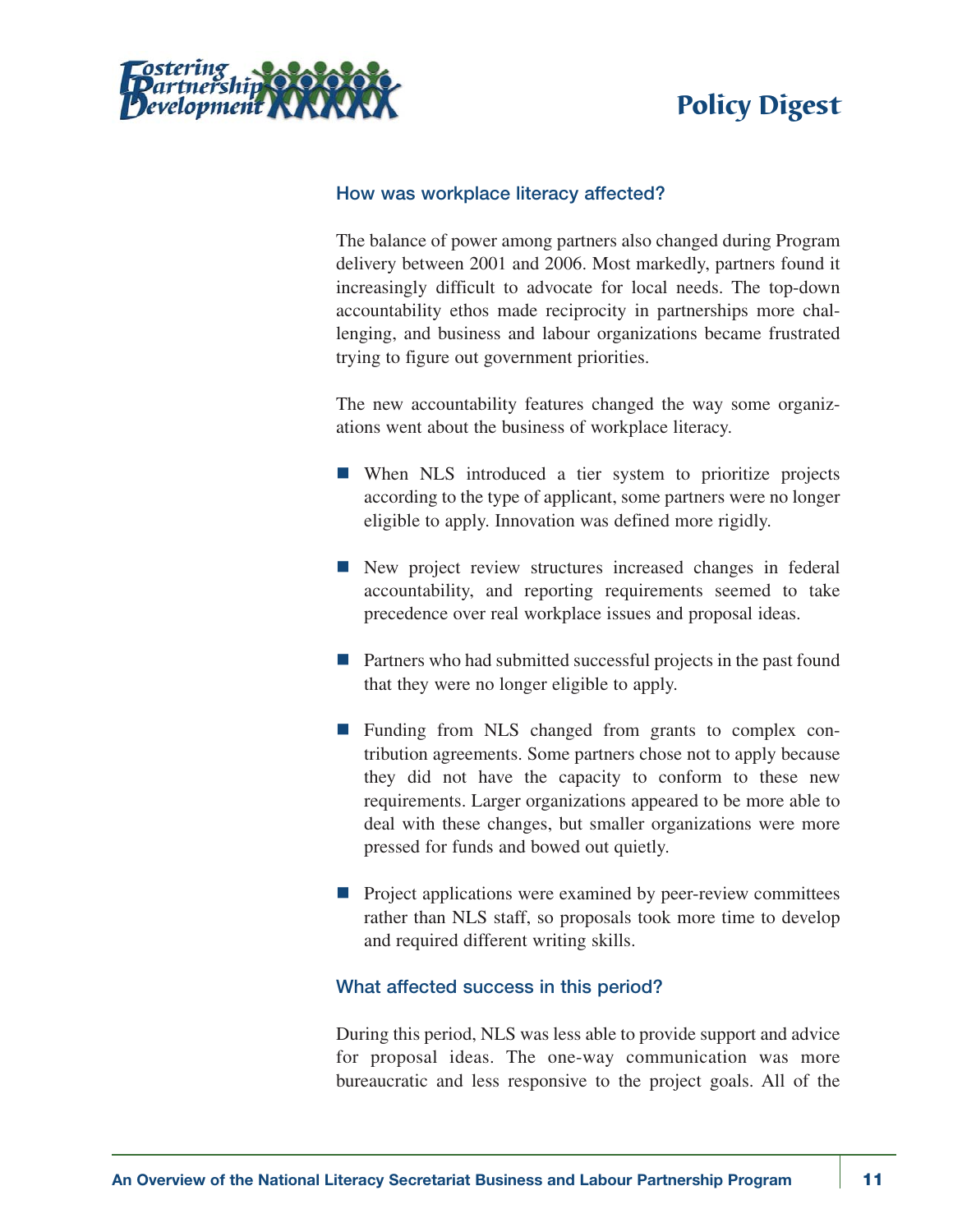### How was workplace literacy affected?

The balance of power among partners also changed during Program delivery between 2001 and 2006. Most markedly, partners found it increasingly difficult to advocate for local needs. The top-down accountability ethos made reciprocity in partnerships more challenging, and business and labour organizations became frustrated trying to figure out government priorities.

The new accountability features changed the way some organizations went about the business of workplace literacy.

- When NLS introduced a tier system to prioritize projects according to the type of applicant, some partners were no longer eligible to apply. Innovation was defined more rigidly.
- New project review structures increased changes in federal accountability, and reporting requirements seemed to take precedence over real workplace issues and proposal ideas.
- Partners who had submitted successful projects in the past found that they were no longer eligible to apply.
- Funding from NLS changed from grants to complex contribution agreements. Some partners chose not to apply because they did not have the capacity to conform to these new requirements. Larger organizations appeared to be more able to deal with these changes, but smaller organizations were more pressed for funds and bowed out quietly.
- Project applications were examined by peer-review committees rather than NLS staff, so proposals took more time to develop and required different writing skills.

### What affected success in this period?

During this period, NLS was less able to provide support and advice for proposal ideas. The one-way communication was more bureaucratic and less responsive to the project goals. All of the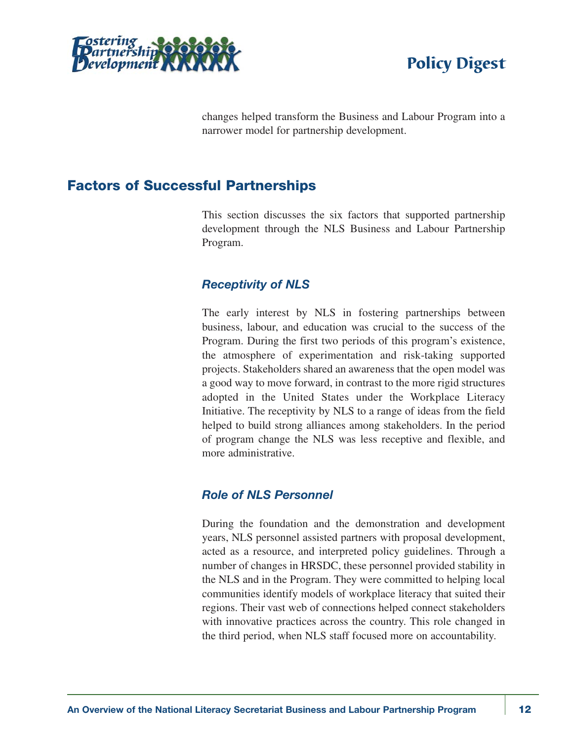changes helped transform the Business and Labour Program into a narrower model for partnership development.

## Factors of Successful Partnerships

This section discusses the six factors that supported partnership development through the NLS Business and Labour Partnership Program.

### *Receptivity of NLS*

The early interest by NLS in fostering partnerships between business, labour, and education was crucial to the success of the Program. During the first two periods of this program's existence, the atmosphere of experimentation and risk-taking supported projects. Stakeholders shared an awareness that the open model was a good way to move forward, in contrast to the more rigid structures adopted in the United States under the Workplace Literacy Initiative. The receptivity by NLS to a range of ideas from the field helped to build strong alliances among stakeholders. In the period of program change the NLS was less receptive and flexible, and more administrative.

### *Role of NLS Personnel*

During the foundation and the demonstration and development years, NLS personnel assisted partners with proposal development, acted as a resource, and interpreted policy guidelines. Through a number of changes in HRSDC, these personnel provided stability in the NLS and in the Program. They were committed to helping local communities identify models of workplace literacy that suited their regions. Their vast web of connections helped connect stakeholders with innovative practices across the country. This role changed in the third period, when NLS staff focused more on accountability.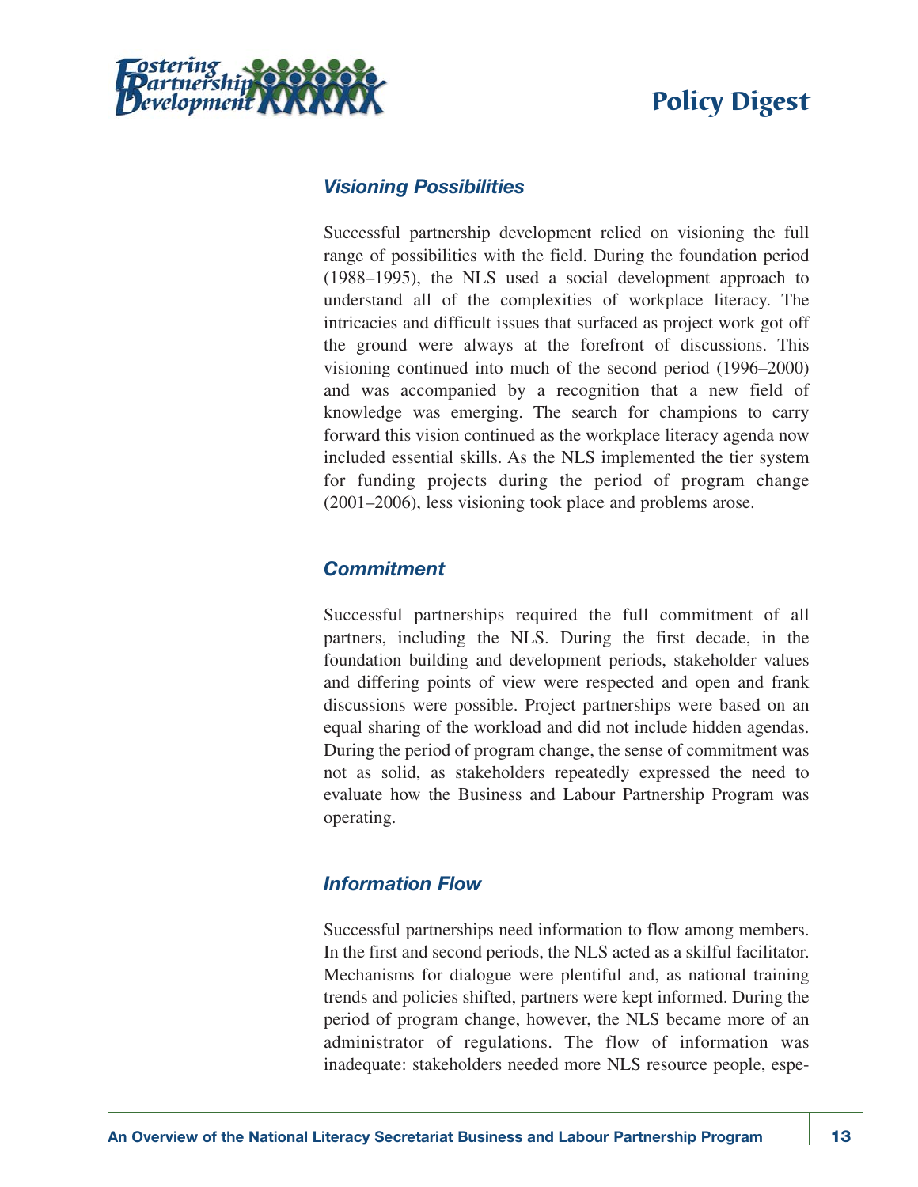### *Visioning Possibilities*

Successful partnership development relied on visioning the full range of possibilities with the field. During the foundation period (1988–1995), the NLS used a social development approach to understand all of the complexities of workplace literacy. The intricacies and difficult issues that surfaced as project work got off the ground were always at the forefront of discussions. This visioning continued into much of the second period (1996–2000) and was accompanied by a recognition that a new field of knowledge was emerging. The search for champions to carry forward this vision continued as the workplace literacy agenda now included essential skills. As the NLS implemented the tier system for funding projects during the period of program change (2001–2006), less visioning took place and problems arose.

### *Commitment*

Successful partnerships required the full commitment of all partners, including the NLS. During the first decade, in the foundation building and development periods, stakeholder values and differing points of view were respected and open and frank discussions were possible. Project partnerships were based on an equal sharing of the workload and did not include hidden agendas. During the period of program change, the sense of commitment was not as solid, as stakeholders repeatedly expressed the need to evaluate how the Business and Labour Partnership Program was operating.

### *Information Flow*

Successful partnerships need information to flow among members. In the first and second periods, the NLS acted as a skilful facilitator. Mechanisms for dialogue were plentiful and, as national training trends and policies shifted, partners were kept informed. During the period of program change, however, the NLS became more of an administrator of regulations. The flow of information was inadequate: stakeholders needed more NLS resource people, espe-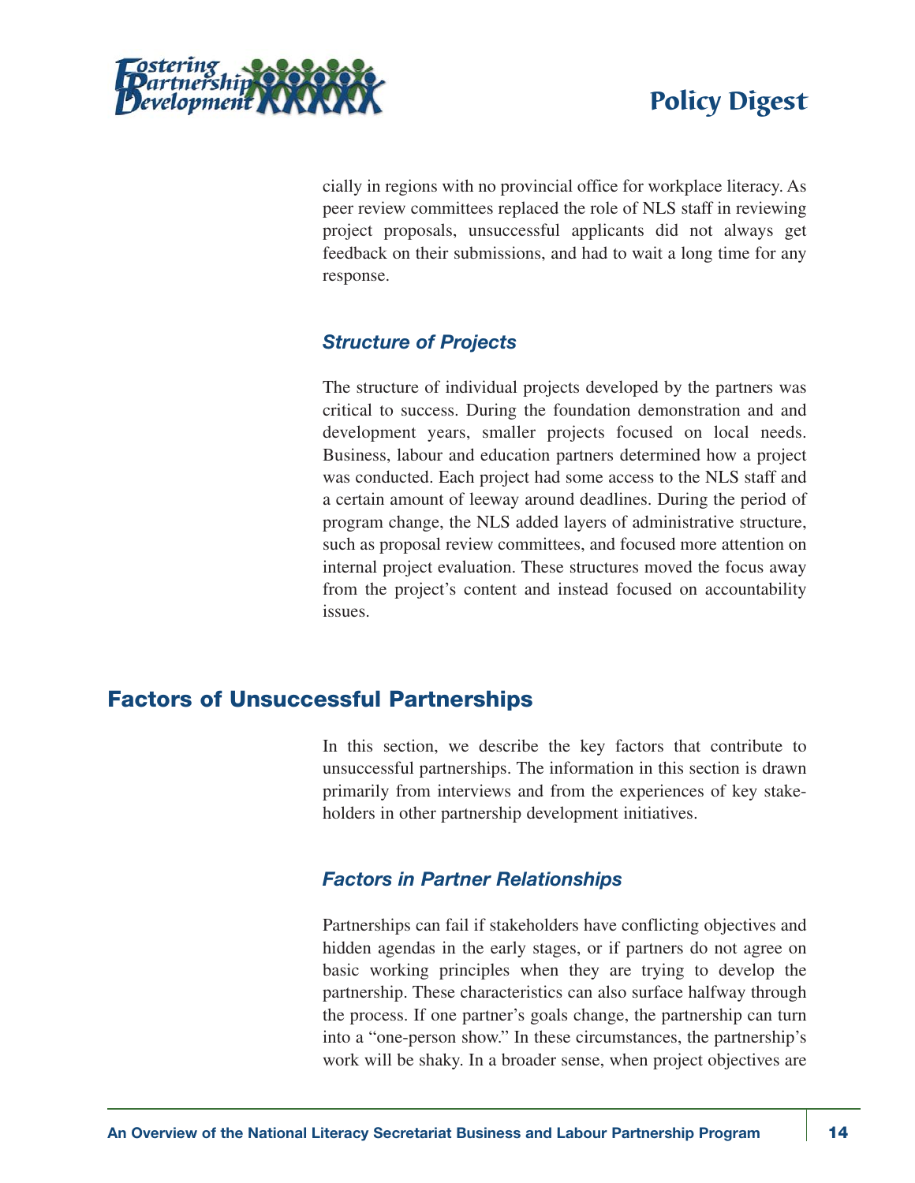cially in regions with no provincial office for workplace literacy. As peer review committees replaced the role of NLS staff in reviewing project proposals, unsuccessful applicants did not always get feedback on their submissions, and had to wait a long time for any response.

### *Structure of Projects*

The structure of individual projects developed by the partners was critical to success. During the foundation demonstration and and development years, smaller projects focused on local needs. Business, labour and education partners determined how a project was conducted. Each project had some access to the NLS staff and a certain amount of leeway around deadlines. During the period of program change, the NLS added layers of administrative structure, such as proposal review committees, and focused more attention on internal project evaluation. These structures moved the focus away from the project's content and instead focused on accountability issues.

## Factors of Unsuccessful Partnerships

In this section, we describe the key factors that contribute to unsuccessful partnerships. The information in this section is drawn primarily from interviews and from the experiences of key stakeholders in other partnership development initiatives.

### *Factors in Partner Relationships*

Partnerships can fail if stakeholders have conflicting objectives and hidden agendas in the early stages, or if partners do not agree on basic working principles when they are trying to develop the partnership. These characteristics can also surface halfway through the process. If one partner's goals change, the partnership can turn into a "one-person show." In these circumstances, the partnership's work will be shaky. In a broader sense, when project objectives are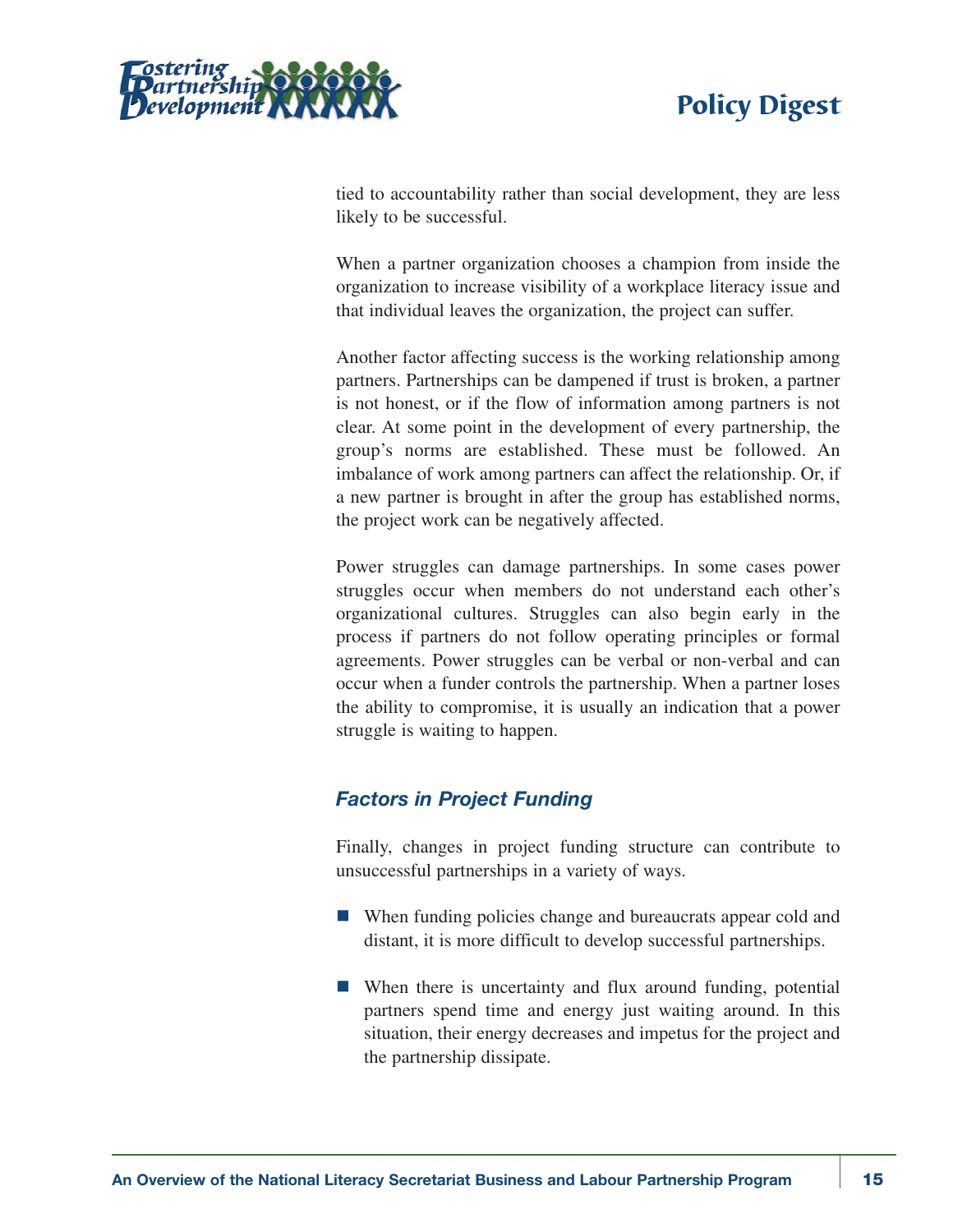tied to accountability rather than social development, they are less likely to be successful.

When a partner organization chooses a champion from inside the organization to increase visibility of a workplace literacy issue and that individual leaves the organization, the project can suffer.

Another factor affecting success is the working relationship among partners. Partnerships can be dampened if trust is broken, a partner is not honest, or if the flow of information among partners is not clear. At some point in the development of every partnership, the group's norms are established. These must be followed. An imbalance of work among partners can affect the relationship. Or, if a new partner is brought in after the group has established norms, the project work can be negatively affected.

Power struggles can damage partnerships. In some cases power struggles occur when members do not understand each other's organizational cultures. Struggles can also begin early in the process if partners do not follow operating principles or formal agreements. Power struggles can be verbal or non-verbal and can occur when a funder controls the partnership. When a partner loses the ability to compromise, it is usually an indication that a power struggle is waiting to happen.

### *Factors in Project Funding*

Finally, changes in project funding structure can contribute to unsuccessful partnerships in a variety of ways.

- When funding policies change and bureaucrats appear cold and distant, it is more difficult to develop successful partnerships.
- When there is uncertainty and flux around funding, potential partners spend time and energy just waiting around. In this situation, their energy decreases and impetus for the project and the partnership dissipate.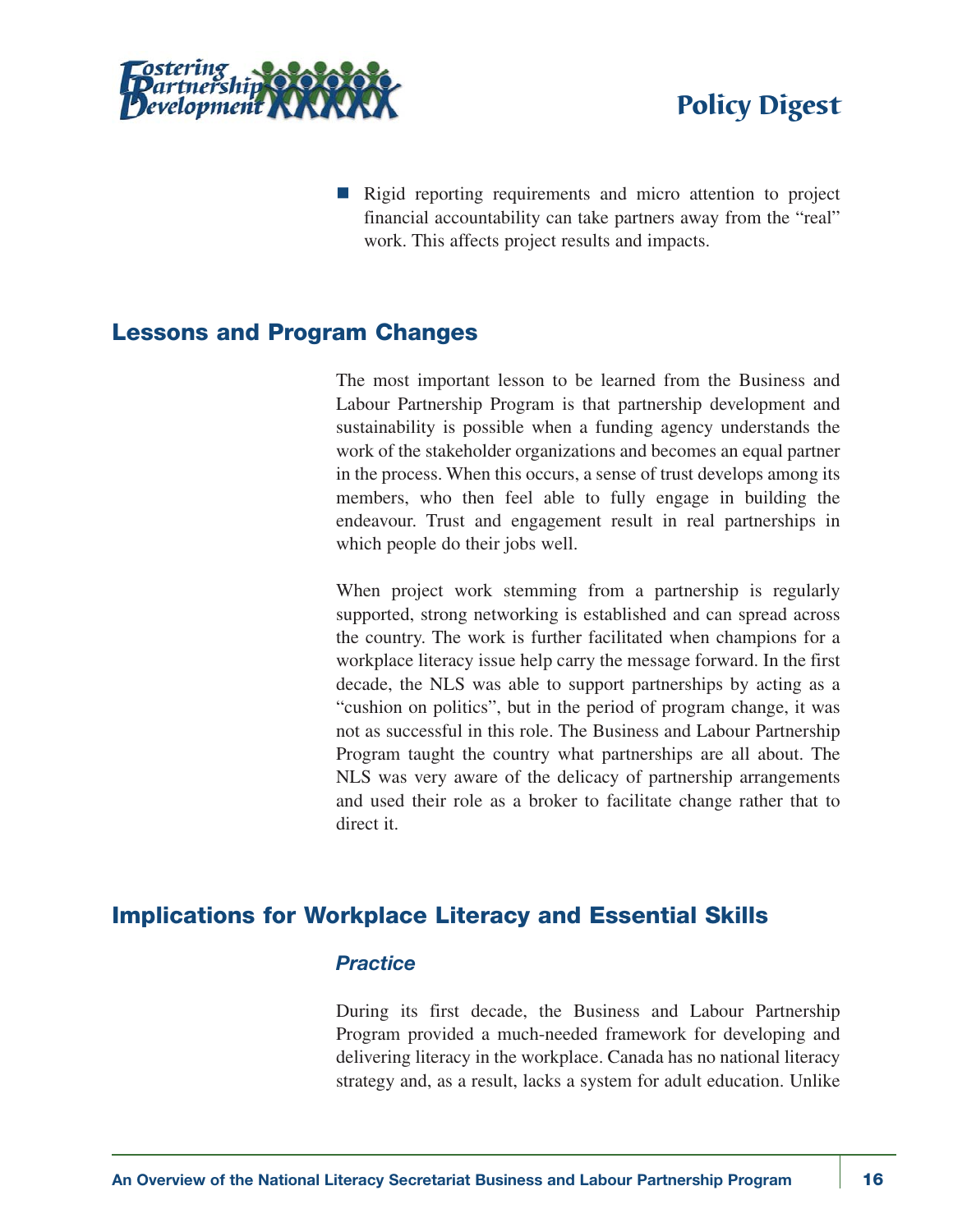- Rigid reporting requirements and micro attention to project financial accountability can take partners away from the "real" work. This affects project results and impacts.

## Lessons and Program Changes

The most important lesson to be learned from the Business and Labour Partnership Program is that partnership development and sustainability is possible when a funding agency understands the work of the stakeholder organizations and becomes an equal partner in the process. When this occurs, a sense of trust develops among its members, who then feel able to fully engage in building the endeavour. Trust and engagement result in real partnerships in which people do their jobs well.

When project work stemming from a partnership is regularly supported, strong networking is established and can spread across the country. The work is further facilitated when champions for a workplace literacy issue help carry the message forward. In the first decade, the NLS was able to support partnerships by acting as a "cushion on politics", but in the period of program change, it was not as successful in this role. The Business and Labour Partnership Program taught the country what partnerships are all about. The NLS was very aware of the delicacy of partnership arrangements and used their role as a broker to facilitate change rather that to direct it.

## Implications for Workplace Literacy and Essential Skills

### *Practice*

During its first decade, the Business and Labour Partnership Program provided a much-needed framework for developing and delivering literacy in the workplace. Canada has no national literacy strategy and, as a result, lacks a system for adult education. Unlike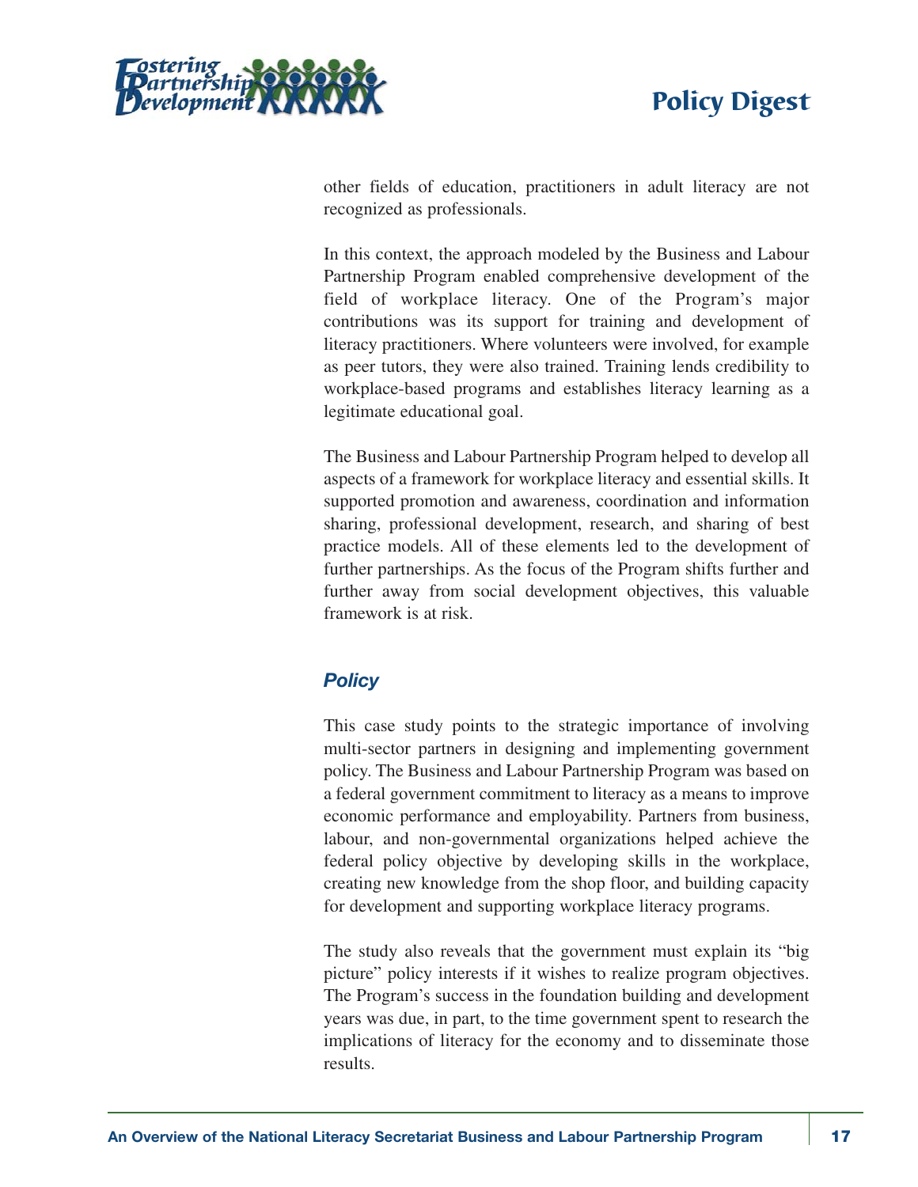other fields of education, practitioners in adult literacy are not recognized as professionals.

In this context, the approach modeled by the Business and Labour Partnership Program enabled comprehensive development of the field of workplace literacy. One of the Program's major contributions was its support for training and development of literacy practitioners. Where volunteers were involved, for example as peer tutors, they were also trained. Training lends credibility to workplace-based programs and establishes literacy learning as a legitimate educational goal.

The Business and Labour Partnership Program helped to develop all aspects of a framework for workplace literacy and essential skills. It supported promotion and awareness, coordination and information sharing, professional development, research, and sharing of best practice models. All of these elements led to the development of further partnerships. As the focus of the Program shifts further and further away from social development objectives, this valuable framework is at risk.

### *Policy*

This case study points to the strategic importance of involving multi-sector partners in designing and implementing government policy. The Business and Labour Partnership Program was based on a federal government commitment to literacy as a means to improve economic performance and employability. Partners from business, labour, and non-governmental organizations helped achieve the federal policy objective by developing skills in the workplace, creating new knowledge from the shop floor, and building capacity for development and supporting workplace literacy programs.

The study also reveals that the government must explain its "big picture" policy interests if it wishes to realize program objectives. The Program's success in the foundation building and development years was due, in part, to the time government spent to research the implications of literacy for the economy and to disseminate those results.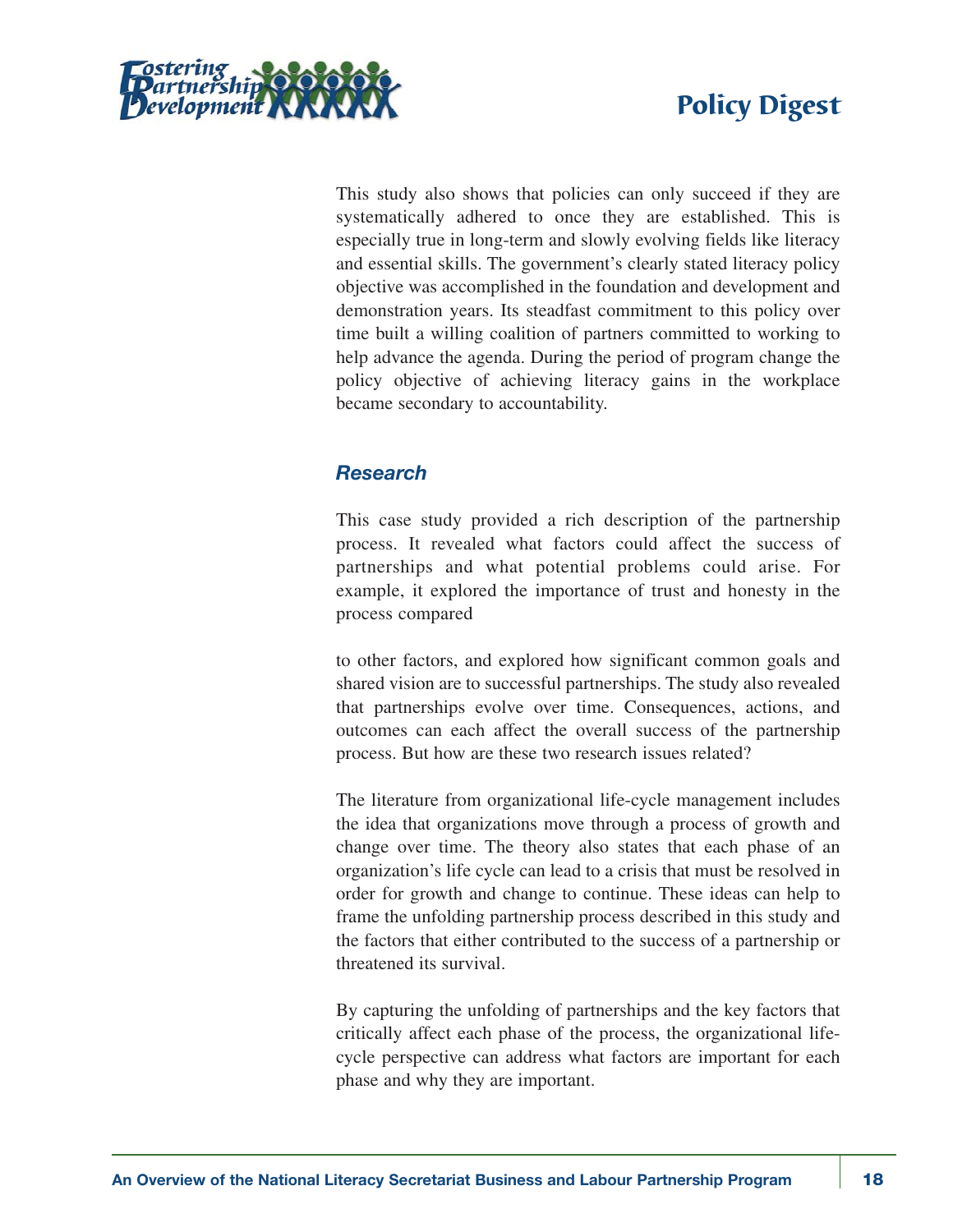This study also shows that policies can only succeed if they are systematically adhered to once they are established. This is especially true in long-term and slowly evolving fields like literacy and essential skills. The government's clearly stated literacy policy objective was accomplished in the foundation and development and demonstration years. Its steadfast commitment to this policy over time built a willing coalition of partners committed to working to help advance the agenda. During the period of program change the policy objective of achieving literacy gains in the workplace became secondary to accountability.

### *Research*

This case study provided a rich description of the partnership process. It revealed what factors could affect the success of partnerships and what potential problems could arise. For example, it explored the importance of trust and honesty in the process compared to other factors, and explored how significant common goals and shared vision are to successful partnerships. The study also revealed that partnerships evolve over time. Consequences, actions, and outcomes can each affect the overall success of the partnership process. But how are these two research issues related?

The literature from organizational life-cycle management includes the idea that organizations move through a process of growth and change over time. The theory also states that each phase of an organization's life cycle can lead to a crisis that must be resolved in order for growth and change to continue. These ideas can help to frame the unfolding partnership process described in this study and the factors that either contributed to the success of a partnership or threatened its survival.

By capturing the unfolding of partnerships and the key factors that critically affect each phase of the process, the organizational life-cycle perspective can address what factors are important for each phase and why they are important.